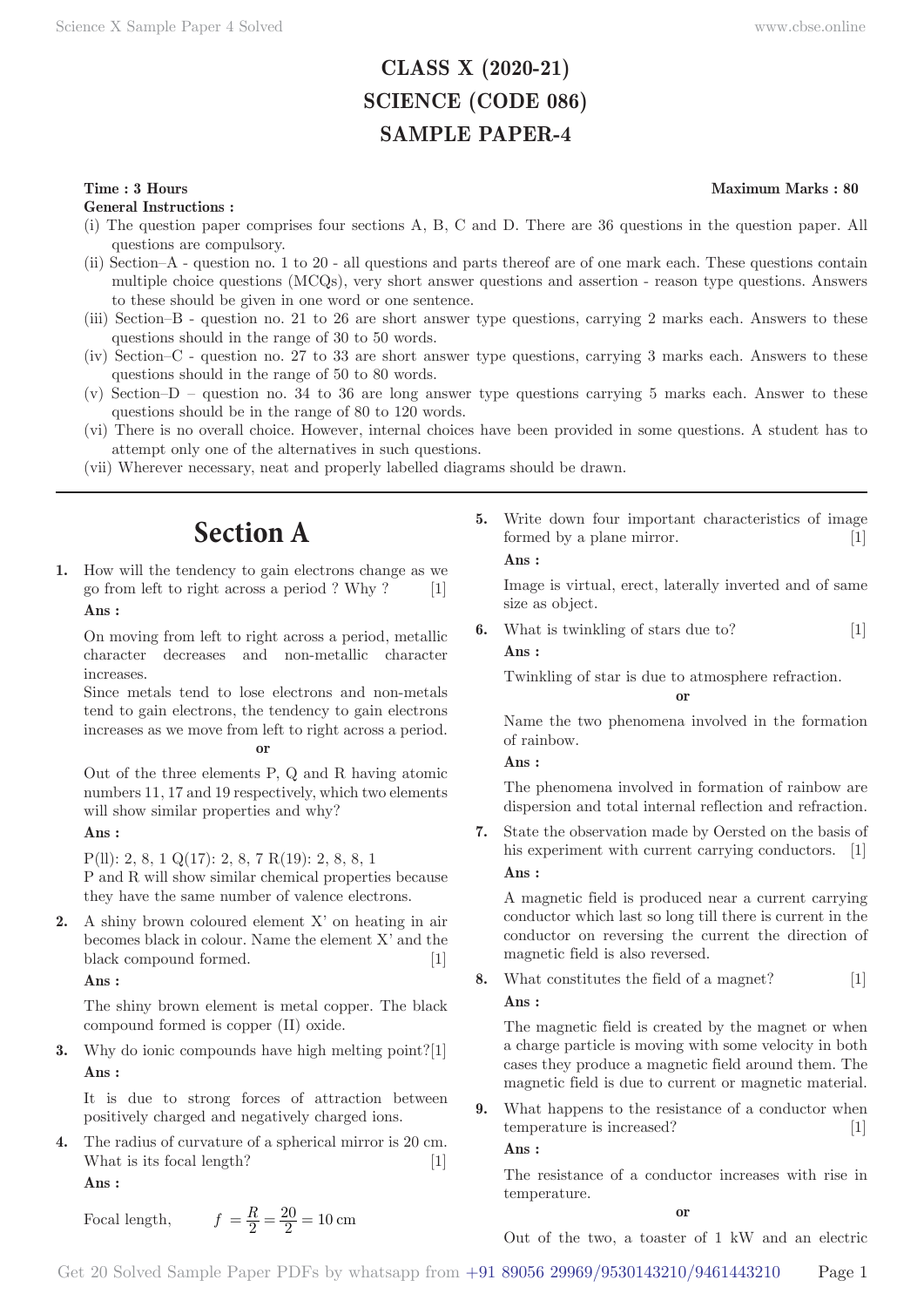# CLASS X (2020-21)
# SCIENCE (CODE 086)
# SAMPLE PAPER-4

**Time : 3 Hours** **Maximum Marks : 80**

**General Instructions :**

(i) The question paper comprises four sections A, B, C and D. There are 36 questions in the question paper. All questions are compulsory.

(ii) Section–A - question no. 1 to 20 - all questions and parts thereof are of one mark each. These questions contain multiple choice questions (MCQs), very short answer questions and assertion - reason type questions. Answers to these should be given in one word or one sentence.

(iii) Section–B - question no. 21 to 26 are short answer type questions, carrying 2 marks each. Answers to these questions should in the range of 30 to 50 words.

(iv) Section–C - question no. 27 to 33 are short answer type questions, carrying 3 marks each. Answers to these questions should in the range of 50 to 80 words.

(v) Section–D – question no. 34 to 36 are long answer type questions carrying 5 marks each. Answer to these questions should be in the range of 80 to 120 words.

(vi) There is no overall choice. However, internal choices have been provided in some questions. A student has to attempt only one of the alternatives in such questions.

(vii) Wherever necessary, neat and properly labelled diagrams should be drawn.

---

## Section A

**1.** How will the tendency to gain electrons change as we go from left to right across a period ? Why ? [1]

**Ans :**

On moving from left to right across a period, metallic character decreases and non-metallic character increases.

Since metals tend to lose electrons and non-metals tend to gain electrons, the tendency to gain electrons increases as we move from left to right across a period.

**or**

Out of the three elements P, Q and R having atomic numbers 11, 17 and 19 respectively, which two elements will show similar properties and why?

**Ans :**

P(ll): 2, 8, 1 Q(17): 2, 8, 7 R(19): 2, 8, 8, 1

P and R will show similar chemical properties because they have the same number of valence electrons.

**2.** A shiny brown coloured element X' on heating in air becomes black in colour. Name the element X' and the black compound formed. [1]

**Ans :**

The shiny brown element is metal copper. The black compound formed is copper (II) oxide.

**3.** Why do ionic compounds have high melting point?[1]

**Ans :**

It is due to strong forces of attraction between positively charged and negatively charged ions.

**4.** The radius of curvature of a spherical mirror is 20 cm. What is its focal length? [1]

**Ans :**

Focal length, $f = \frac{R}{2} = \frac{20}{2} = 10 \text{ cm}$

**5.** Write down four important characteristics of image formed by a plane mirror. [1]

**Ans :**

Image is virtual, erect, laterally inverted and of same size as object.

**6.** What is twinkling of stars due to? [1]

**Ans :**

Twinkling of star is due to atmosphere refraction.

**or**

Name the two phenomena involved in the formation of rainbow.

**Ans :**

The phenomena involved in formation of rainbow are dispersion and total internal reflection and refraction.

**7.** State the observation made by Oersted on the basis of his experiment with current carrying conductors. [1]

**Ans :**

A magnetic field is produced near a current carrying conductor which last so long till there is current in the conductor on reversing the current the direction of magnetic field is also reversed.

**8.** What constitutes the field of a magnet? [1]

**Ans :**

The magnetic field is created by the magnet or when a charge particle is moving with some velocity in both cases they produce a magnetic field around them. The magnetic field is due to current or magnetic material.

**9.** What happens to the resistance of a conductor when temperature is increased? [1]

**Ans :**

The resistance of a conductor increases with rise in temperature.

**or**

Out of the two, a toaster of 1 kW and an electric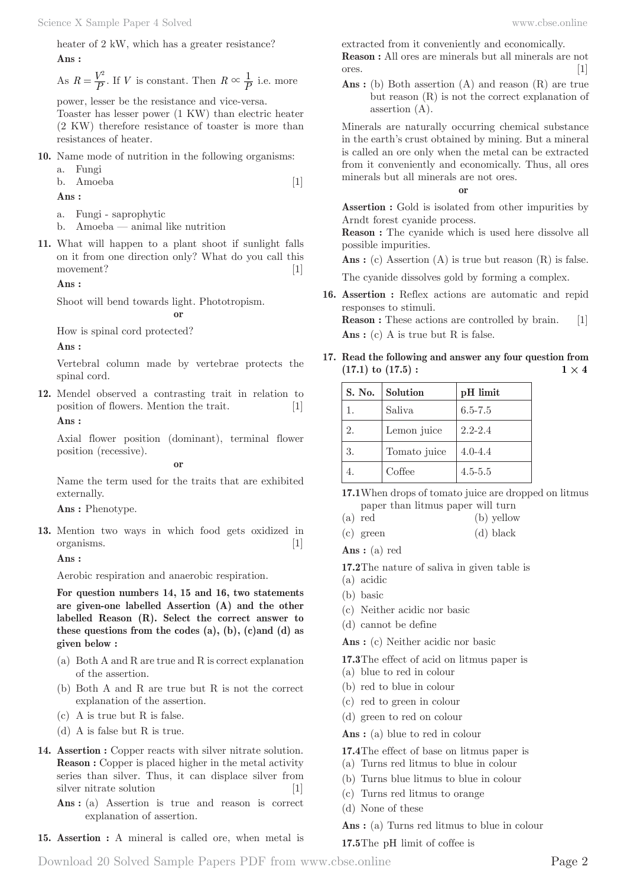heater of 2 kW, which has a greater resistance?

**Ans :**

As $R = \frac{V^2}{P}$. If $V$ is constant. Then $R \propto \frac{1}{P}$ i.e. more power, lesser be the resistance and vice-versa.

Toaster has lesser power (1 KW) than electric heater (2 KW) therefore resistance of toaster is more than resistances of heater.

**10.** Name mode of nutrition in the following organisms: [1]

a. Fungi
b. Amoeba

**Ans :**

a. Fungi - saprophytic
b. Amoeba — animal like nutrition

**11.** What will happen to a plant shoot if sunlight falls on it from one direction only? What do you call this movement? [1]

**Ans :**

Shoot will bend towards light. Phototropism.

**or**

How is spinal cord protected?

**Ans :**

Vertebral column made by vertebrae protects the spinal cord.

**12.** Mendel observed a contrasting trait in relation to position of flowers. Mention the trait. [1]

**Ans :**

Axial flower position (dominant), terminal flower position (recessive).

**or**

Name the term used for the traits that are exhibited externally.

**Ans :** Phenotype.

**13.** Mention two ways in which food gets oxidized in organisms. [1]

**Ans :**

Aerobic respiration and anaerobic respiration.

**For question numbers 14, 15 and 16, two statements are given-one labelled Assertion (A) and the other labelled Reason (R). Select the correct answer to these questions from the codes (a), (b), (c)and (d) as given below :**

(a) Both A and R are true and R is correct explanation of the assertion.
(b) Both A and R are true but R is not the correct explanation of the assertion.
(c) A is true but R is false.
(d) A is false but R is true.

**14. Assertion :** Copper reacts with silver nitrate solution.
**Reason :** Copper is placed higher in the metal activity series than silver. Thus, it can displace silver from silver nitrate solution [1]

**Ans :** (a) Assertion is true and reason is correct explanation of assertion.

**15. Assertion :** A mineral is called ore, when metal is extracted from it conveniently and economically.
**Reason :** All ores are minerals but all minerals are not ores. [1]

**Ans :** (b) Both assertion (A) and reason (R) are true but reason (R) is not the correct explanation of assertion (A).

Minerals are naturally occurring chemical substance in the earth's crust obtained by mining. But a mineral is called an ore only when the metal can be extracted from it conveniently and economically. Thus, all ores minerals but all minerals are not ores.

**or**

**Assertion :** Gold is isolated from other impurities by Arndt forest cyanide process.
**Reason :** The cyanide which is used here dissolve all possible impurities.

**Ans :** (c) Assertion (A) is true but reason (R) is false.

The cyanide dissolves gold by forming a complex.

**16. Assertion :** Reflex actions are automatic and repid responses to stimuli.
**Reason :** These actions are controlled by brain. [1]

**Ans :** (c) A is true but R is false.

**17. Read the following and answer any four question from (17.1) to (17.5) :** $1 \times 4$

| S. No. | Solution | pH limit |
|---|---|---|
| 1. | Saliva | 6.5-7.5 |
| 2. | Lemon juice | 2.2-2.4 |
| 3. | Tomato juice | 4.0-4.4 |
| 4. | Coffee | 4.5-5.5 |

**17.1** When drops of tomato juice are dropped on litmus paper than litmus paper will turn

(a) red (b) yellow
(c) green (d) black

**Ans :** (a) red

**17.2** The nature of saliva in given table is

(a) acidic
(b) basic
(c) Neither acidic nor basic
(d) cannot be define

**Ans :** (c) Neither acidic nor basic

**17.3** The effect of acid on litmus paper is

(a) blue to red in colour
(b) red to blue in colour
(c) red to green in colour
(d) green to red on colour

**Ans :** (a) blue to red in colour

**17.4** The effect of base on litmus paper is

(a) Turns red litmus to blue in colour
(b) Turns blue litmus to blue in colour
(c) Turns red litmus to orange
(d) None of these

**Ans :** (a) Turns red litmus to blue in colour

**17.5** The pH limit of coffee is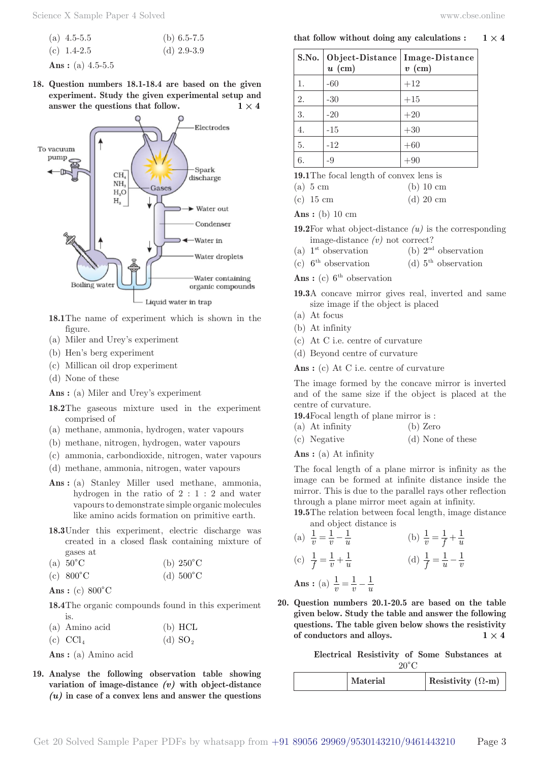(a) 4.5-5.5 (b) 6.5-7.5
(c) 1.4-2.5 (d) 2.9-3.9

**Ans :** (a) 4.5-5.5

**18. Question numbers 18.1-18.4 are based on the given experiment. Study the given experimental setup and answer the questions that follow.** **1 × 4**

To vacuum pump
Electrodes
$CH_4$
$NH_3$
$H_2O$
$H_2$
Gases
Spark discharge
Water out
Condenser
Water in
Water droplets
Boiling water
Water containing organic compounds
Liquid water in trap

**18.1** The name of experiment which is shown in the figure.
(a) Miler and Urey's experiment
(b) Hen's berg experiment
(c) Millican oil drop experiment
(d) None of these

**Ans :** (a) Miler and Urey's experiment

**18.2** The gaseous mixture used in the experiment comprised of
(a) methane, ammonia, hydrogen, water vapours
(b) methane, nitrogen, hydrogen, water vapours
(c) ammonia, carbondioxide, nitrogen, water vapours
(d) methane, ammonia, nitrogen, water vapours

**Ans :** (a) Stanley Miller used methane, ammonia, hydrogen in the ratio of 2 : 1 : 2 and water vapours to demonstrate simple organic molecules like amino acids formation on primitive earth.

**18.3** Under this experiment, electric discharge was created in a closed flask containing mixture of gases at
(a) 50°C (b) 250°C
(c) 800°C (d) 500°C

**Ans :** (c) 800°C

**18.4** The organic compounds found in this experiment is.
(a) Amino acid (b) HCL
(c) $CCl_4$ (d) $SO_2$

**Ans :** (a) Amino acid

**19. Analyse the following observation table showing variation of image-distance *(v)* with object-distance *(u)* in case of a convex lens and answer the questions that follow without doing any calculations :** **1 × 4**

| S.No. | Object-Distance $u$ (cm) | Image-Distance $v$ (cm) |
|---|---|---|
| 1. | -60 | +12 |
| 2. | -30 | +15 |
| 3. | -20 | +20 |
| 4. | -15 | +30 |
| 5. | -12 | +60 |
| 6. | -9 | +90 |

**19.1** The focal length of convex lens is
(a) 5 cm (b) 10 cm
(c) 15 cm (d) 20 cm

**Ans :** (b) 10 cm

**19.2** For what object-distance *(u)* is the corresponding image-distance *(v)* not correct?
(a) 1st observation (b) 2nd observation
(c) 6th observation (d) 5th observation

**Ans :** (c) 6th observation

**19.3** A concave mirror gives real, inverted and same size image if the object is placed
(a) At focus
(b) At infinity
(c) At C i.e. centre of curvature
(d) Beyond centre of curvature

**Ans :** (c) At C i.e. centre of curvature

The image formed by the concave mirror is inverted and of the same size if the object is placed at the centre of curvature.

**19.4** Focal length of plane mirror is :
(a) At infinity (b) Zero
(c) Negative (d) None of these

**Ans :** (a) At infinity

The focal length of a plane mirror is infinity as the image can be formed at infinite distance inside the mirror. This is due to the parallel rays other reflection through a plane mirror meet again at infinity.

**19.5** The relation between focal length, image distance and object distance is
(a) $\frac{1}{v} = \frac{1}{v} - \frac{1}{u}$ (b) $\frac{1}{v} = \frac{1}{f} + \frac{1}{u}$
(c) $\frac{1}{f} = \frac{1}{v} + \frac{1}{u}$ (d) $\frac{1}{f} = \frac{1}{u} - \frac{1}{v}$

**Ans :** (a) $\frac{1}{v} = \frac{1}{v} - \frac{1}{u}$

**20. Question numbers 20.1-20.5 are based on the table given below. Study the table and answer the following questions. The table given below shows the resistivity of conductors and alloys.** **1 × 4**

**Electrical Resistivity of Some Substances at 20°C**

| | Material | Resistivity (Ω-m) |
|---|---|---|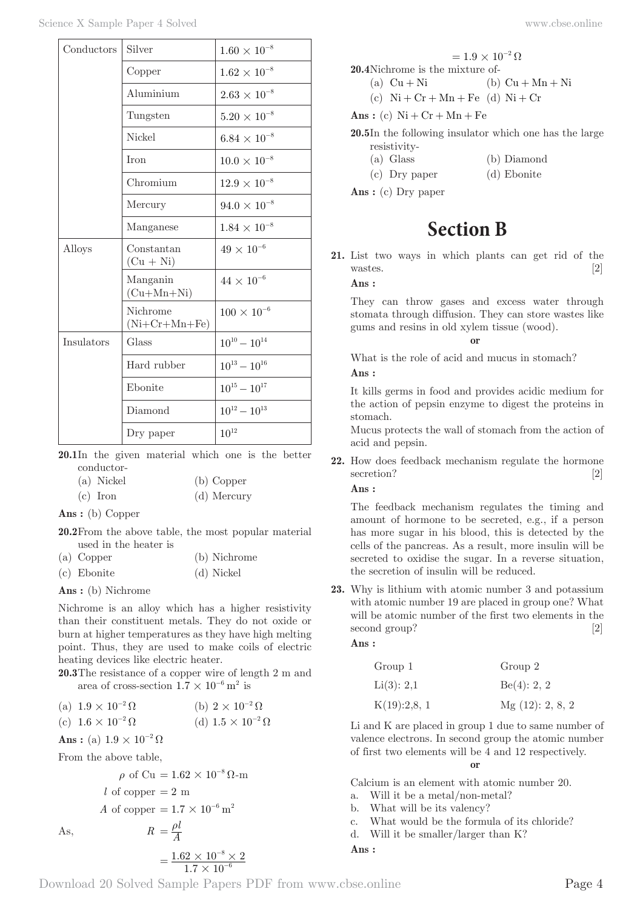| | | |
|---|---|---|
| Conductors | Silver | $1.60 \times 10^{-8}$ |
| | Copper | $1.62 \times 10^{-8}$ |
| | Aluminium | $2.63 \times 10^{-8}$ |
| | Tungsten | $5.20 \times 10^{-8}$ |
| | Nickel | $6.84 \times 10^{-8}$ |
| | Iron | $10.0 \times 10^{-8}$ |
| | Chromium | $12.9 \times 10^{-8}$ |
| | Mercury | $94.0 \times 10^{-8}$ |
| | Manganese | $1.84 \times 10^{-8}$ |
| Alloys | Constantan (Cu + Ni) | $49 \times 10^{-6}$ |
| | Manganin (Cu+Mn+Ni) | $44 \times 10^{-6}$ |
| | Nichrome (Ni+Cr+Mn+Fe) | $100 \times 10^{-6}$ |
| Insulators | Glass | $10^{10} - 10^{14}$ |
| | Hard rubber | $10^{13} - 10^{16}$ |
| | Ebonite | $10^{15} - 10^{17}$ |
| | Diamond | $10^{12} - 10^{13}$ |
| | Dry paper | $10^{12}$ |

**20.1** In the given material which one is the better conductor-

(a) Nickel (b) Copper
(c) Iron (d) Mercury

**Ans :** (b) Copper

**20.2** From the above table, the most popular material used in the heater is

(a) Copper (b) Nichrome
(c) Ebonite (d) Nickel

**Ans :** (b) Nichrome

Nichrome is an alloy which has a higher resistivity than their constituent metals. They do not oxide or burn at higher temperatures as they have high melting point. Thus, they are used to make coils of electric heating devices like electric heater.

**20.3** The resistance of a copper wire of length 2 m and area of cross-section $1.7 \times 10^{-6}\,\text{m}^2$ is

(a) $1.9 \times 10^{-2}\,\Omega$ (b) $2 \times 10^{-2}\,\Omega$
(c) $1.6 \times 10^{-2}\,\Omega$ (d) $1.5 \times 10^{-2}\,\Omega$

**Ans :** (a) $1.9 \times 10^{-2}\,\Omega$

From the above table,

$$\rho \text{ of Cu} = 1.62 \times 10^{-8}\,\Omega\text{-m}$$

$$l \text{ of copper} = 2 \text{ m}$$

$$A \text{ of copper} = 1.7 \times 10^{-6}\,\text{m}^2$$

As,

$$R = \frac{\rho l}{A}$$

$$= \frac{1.62 \times 10^{-8} \times 2}{1.7 \times 10^{-6}}$$

$$= 1.9 \times 10^{-2}\,\Omega$$

**20.4** Nichrome is the mixture of-

(a) Cu + Ni (b) Cu + Mn + Ni
(c) Ni + Cr + Mn + Fe (d) Ni + Cr

**Ans :** (c) Ni + Cr + Mn + Fe

**20.5** In the following insulator which one has the large resistivity-

(a) Glass (b) Diamond
(c) Dry paper (d) Ebonite

**Ans :** (c) Dry paper

# Section B

**21.** List two ways in which plants can get rid of the wastes. [2]

**Ans :**

They can throw gases and excess water through stomata through diffusion. They can store wastes like gums and resins in old xylem tissue (wood).

**or**

What is the role of acid and mucus in stomach?

**Ans :**

It kills germs in food and provides acidic medium for the action of pepsin enzyme to digest the proteins in stomach.

Mucus protects the wall of stomach from the action of acid and pepsin.

**22.** How does feedback mechanism regulate the hormone secretion? [2]

**Ans :**

The feedback mechanism regulates the timing and amount of hormone to be secreted, e.g., if a person has more sugar in his blood, this is detected by the cells of the pancreas. As a result, more insulin will be secreted to oxidise the sugar. In a reverse situation, the secretion of insulin will be reduced.

**23.** Why is lithium with atomic number 3 and potassium with atomic number 19 are placed in group one? What will be atomic number of the first two elements in the second group? [2]

**Ans :**

| Group 1 | Group 2 |
|---|---|
| Li(3): 2,1 | Be(4): 2, 2 |
| K(19):2,8, 1 | Mg (12): 2, 8, 2 |

Li and K are placed in group 1 due to same number of valence electrons. In second group the atomic number of first two elements will be 4 and 12 respectively.

**or**

Calcium is an element with atomic number 20.

a. Will it be a metal/non-metal?
b. What will be its valency?
c. What would be the formula of its chloride?
d. Will it be smaller/larger than K?

**Ans :**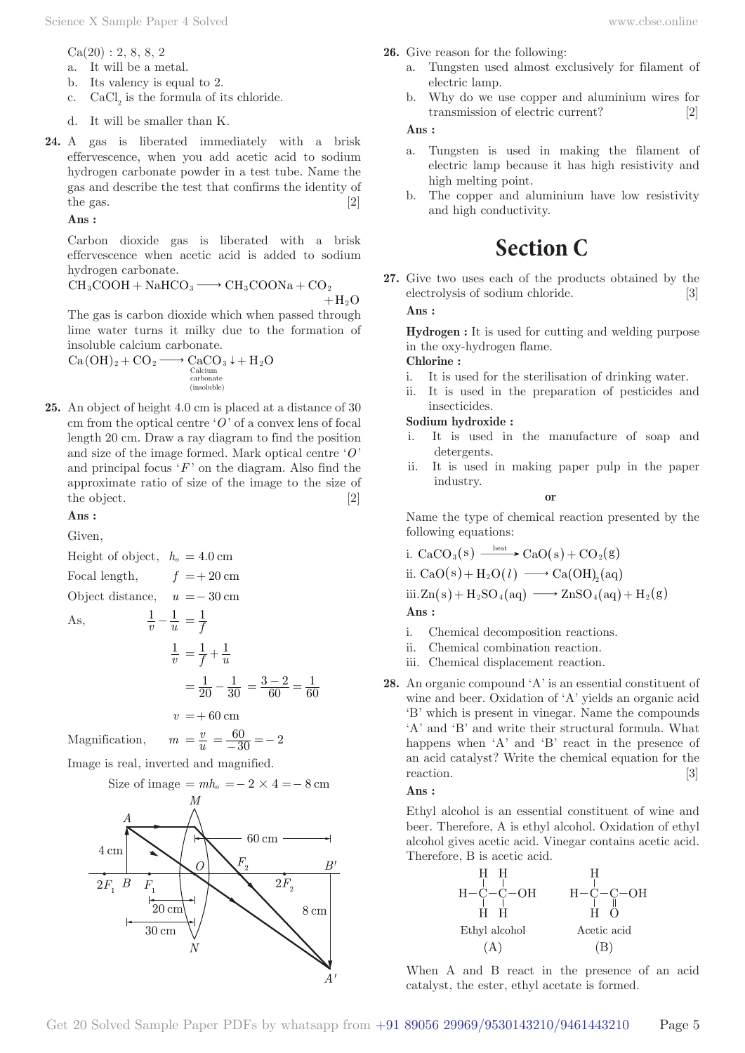Ca(20) : 2, 8, 8, 2

a. It will be a metal.
b. Its valency is equal to 2.
c. $CaCl_2$ is the formula of its chloride.
d. It will be smaller than K.

**24.** A gas is liberated immediately with a brisk effervescence, when you add acetic acid to sodium hydrogen carbonate powder in a test tube. Name the gas and describe the test that confirms the identity of the gas. [2]

**Ans :**

Carbon dioxide gas is liberated with a brisk effervescence when acetic acid is added to sodium hydrogen carbonate.

$$CH_3COOH + NaHCO_3 \longrightarrow CH_3COONa + CO_2 + H_2O$$

The gas is carbon dioxide which when passed through lime water turns it milky due to the formation of insoluble calcium carbonate.

$$Ca(OH)_2 + CO_2 \longrightarrow \underset{\substack{\text{Calcium}\\\text{carbonate}\\\text{(insoluble)}}}{CaCO_3} \downarrow + H_2O$$

**25.** An object of height 4.0 cm is placed at a distance of 30 cm from the optical centre '*O*' of a convex lens of focal length 20 cm. Draw a ray diagram to find the position and size of the image formed. Mark optical centre '*O*' and principal focus '*F*' on the diagram. Also find the approximate ratio of size of the image to the size of the object. [2]

**Ans :**

Given,

Height of object, $h_o = 4.0$ cm

Focal length, $f = +20$ cm

Object distance, $u = -30$ cm

As, $\frac{1}{v} - \frac{1}{u} = \frac{1}{f}$

$$\frac{1}{v} = \frac{1}{f} + \frac{1}{u}$$

$$= \frac{1}{20} - \frac{1}{30} = \frac{3-2}{60} = \frac{1}{60}$$

$$v = +60 \text{ cm}$$

Magnification, $m = \frac{v}{u} = \frac{60}{-30} = -2$

Image is real, inverted and magnified.

Size of image $= mh_o = -2 \times 4 = -8$ cm

M
A
4 cm
60 cm
O
F2
B'
2F1 B F1
2F2
20 cm
8 cm
30 cm
N
A'

**26.** Give reason for the following:

a. Tungsten used almost exclusively for filament of electric lamp.
b. Why do we use copper and aluminium wires for transmission of electric current? [2]

**Ans :**

a. Tungsten is used in making the filament of electric lamp because it has high resistivity and high melting point.
b. The copper and aluminium have low resistivity and high conductivity.

# Section C

**27.** Give two uses each of the products obtained by the electrolysis of sodium chloride. [3]

**Ans :**

**Hydrogen :** It is used for cutting and welding purpose in the oxy-hydrogen flame.

**Chlorine :**

i. It is used for the sterilisation of drinking water.
ii. It is used in the preparation of pesticides and insecticides.

**Sodium hydroxide :**

i. It is used in the manufacture of soap and detergents.
ii. It is used in making paper pulp in the paper industry.

**or**

Name the type of chemical reaction presented by the following equations:

i. $CaCO_3(s) \xrightarrow{\text{heat}} CaO(s) + CO_2(g)$

ii. $CaO(s) + H_2O(l) \longrightarrow Ca(OH)_2(aq)$

iii. $Zn(s) + H_2SO_4(aq) \longrightarrow ZnSO_4(aq) + H_2(g)$

**Ans :**

i. Chemical decomposition reactions.
ii. Chemical combination reaction.
iii. Chemical displacement reaction.

**28.** An organic compound 'A' is an essential constituent of wine and beer. Oxidation of 'A' yields an organic acid 'B' which is present in vinegar. Name the compounds 'A' and 'B' and write their structural formula. What happens when 'A' and 'B' react in the presence of an acid catalyst? Write the chemical equation for the reaction. [3]

**Ans :**

Ethyl alcohol is an essential constituent of wine and beer. Therefore, A is ethyl alcohol. Oxidation of ethyl alcohol gives acetic acid. Vinegar contains acetic acid. Therefore, B is acetic acid.

$$\underset{\substack{\text{Ethyl alcohol}\\\text{(A)}}}{H-\overset{\overset{H}{|}}{\underset{\underset{H}{|}}{C}}-\overset{\overset{H}{|}}{\underset{\underset{H}{|}}{C}}-OH} \qquad \underset{\substack{\text{Acetic acid}\\\text{(B)}}}{H-\overset{\overset{H}{|}}{\underset{\underset{H}{|}}{C}}-\underset{\underset{O}{\|}}{C}-OH}$$

When A and B react in the presence of an acid catalyst, the ester, ethyl acetate is formed.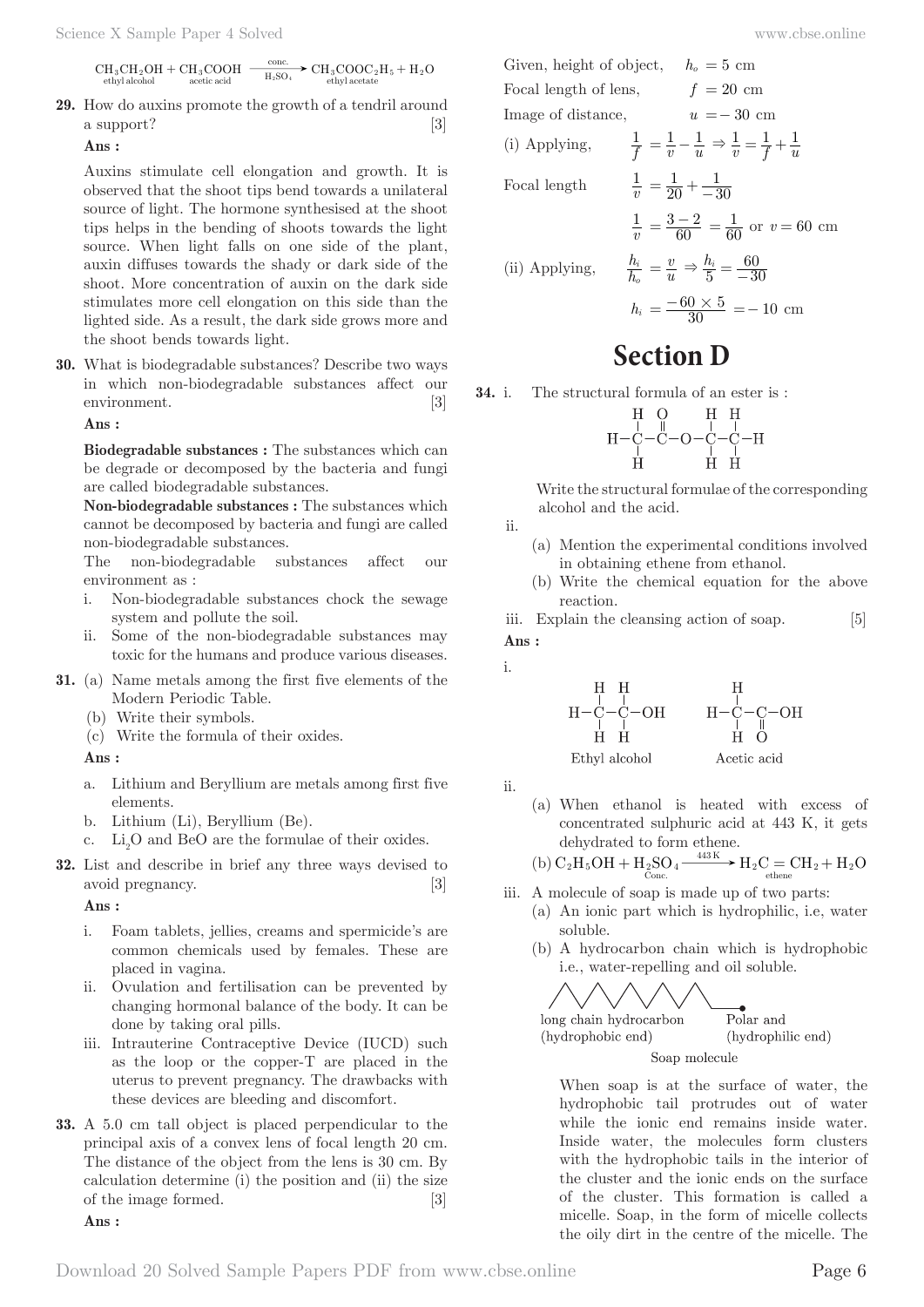$$CH_3CH_2OH + CH_3COOH \xrightarrow[H_2SO_4]{conc.} CH_3COOC_2H_5 + H_2O$$

(ethyl alcohol, acetic acid, ethyl acetate)

**29.** How do auxins promote the growth of a tendril around a support? [3]

**Ans :**

Auxins stimulate cell elongation and growth. It is observed that the shoot tips bend towards a unilateral source of light. The hormone synthesised at the shoot tips helps in the bending of shoots towards the light source. When light falls on one side of the plant, auxin diffuses towards the shady or dark side of the shoot. More concentration of auxin on the dark side stimulates more cell elongation on this side than the lighted side. As a result, the dark side grows more and the shoot bends towards light.

**30.** What is biodegradable substances? Describe two ways in which non-biodegradable substances affect our environment. [3]

**Ans :**

**Biodegradable substances :** The substances which can be degrade or decomposed by the bacteria and fungi are called biodegradable substances.

**Non-biodegradable substances :** The substances which cannot be decomposed by bacteria and fungi are called non-biodegradable substances.

The non-biodegradable substances affect our environment as :

i. Non-biodegradable substances chock the sewage system and pollute the soil.
ii. Some of the non-biodegradable substances may toxic for the humans and produce various diseases.

**31.** (a) Name metals among the first five elements of the Modern Periodic Table.
(b) Write their symbols.
(c) Write the formula of their oxides.

**Ans :**

a. Lithium and Beryllium are metals among first five elements.
b. Lithium (Li), Beryllium (Be).
c. $Li_2O$ and BeO are the formulae of their oxides.

**32.** List and describe in brief any three ways devised to avoid pregnancy. [3]

**Ans :**

i. Foam tablets, jellies, creams and spermicide's are common chemicals used by females. These are placed in vagina.
ii. Ovulation and fertilisation can be prevented by changing hormonal balance of the body. It can be done by taking oral pills.
iii. Intrauterine Contraceptive Device (IUCD) such as the loop or the copper-T are placed in the uterus to prevent pregnancy. The drawbacks with these devices are bleeding and discomfort.

**33.** A 5.0 cm tall object is placed perpendicular to the principal axis of a convex lens of focal length 20 cm. The distance of the object from the lens is 30 cm. By calculation determine (i) the position and (ii) the size of the image formed. [3]

**Ans :**

Given, height of object, $h_o = 5$ cm

Focal length of lens, $f = 20$ cm

Image of distance, $u = -30$ cm

(i) Applying, $\dfrac{1}{f} = \dfrac{1}{v} - \dfrac{1}{u} \Rightarrow \dfrac{1}{v} = \dfrac{1}{f} + \dfrac{1}{u}$

Focal length $\dfrac{1}{v} = \dfrac{1}{20} + \dfrac{1}{-30}$

$\dfrac{1}{v} = \dfrac{3-2}{60} = \dfrac{1}{60}$ or $v = 60$ cm

(ii) Applying, $\dfrac{h_i}{h_o} = \dfrac{v}{u} \Rightarrow \dfrac{h_i}{5} = \dfrac{60}{-30}$

$h_i = \dfrac{-60 \times 5}{30} = -10$ cm

# Section D

**34.** i. The structural formula of an ester is :

```
    H  O     H  H
    |  ||    |  |
 H–C–C–O–C–C–H
    |        |  |
    H        H  H
```

Write the structural formulae of the corresponding alcohol and the acid.

ii.
(a) Mention the experimental conditions involved in obtaining ethene from ethanol.
(b) Write the chemical equation for the above reaction.

iii. Explain the cleansing action of soap. [5]

**Ans :**

i.

```
    H  H             H
    |  |             |
 H–C–C–OH        H–C–C–OH
    |  |             |  ||
    H  H             H  O
 Ethyl alcohol     Acetic acid
```

ii.
(a) When ethanol is heated with excess of concentrated sulphuric acid at 443 K, it gets dehydrated to form ethene.

(b) $C_2H_5OH + H_2SO_4 \text{(Conc.)} \xrightarrow{443\,K} H_2C = CH_2 \text{(ethene)} + H_2O$

iii. A molecule of soap is made up of two parts:
(a) An ionic part which is hydrophilic, i.e, water soluble.
(b) A hydrocarbon chain which is hydrophobic i.e., water-repelling and oil soluble.

long chain hydrocarbon (hydrophobic end) — Polar and (hydrophilic end)

Soap molecule

When soap is at the surface of water, the hydrophobic tail protrudes out of water while the ionic end remains inside water. Inside water, the molecules form clusters with the hydrophobic tails in the interior of the cluster and the ionic ends on the surface of the cluster. This formation is called a micelle. Soap, in the form of micelle collects the oily dirt in the centre of the micelle. The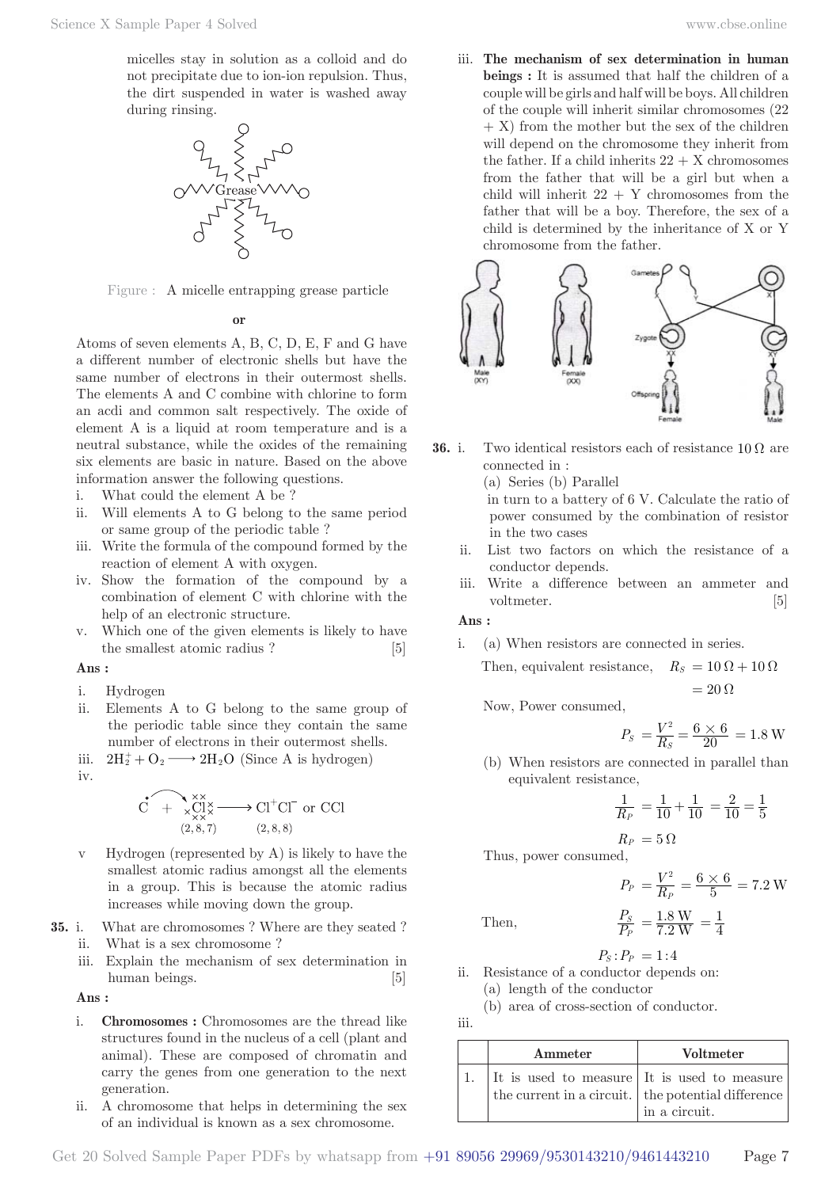micelles stay in solution as a colloid and do not precipitate due to ion-ion repulsion. Thus, the dirt suspended in water is washed away during rinsing.

Grease

Figure : A micelle entrapping grease particle

**or**

Atoms of seven elements A, B, C, D, E, F and G have a different number of electronic shells but have the same number of electrons in their outermost shells. The elements A and C combine with chlorine to form an acdi and common salt respectively. The oxide of element A is a liquid at room temperature and is a neutral substance, while the oxides of the remaining six elements are basic in nature. Based on the above information answer the following questions.

i. What could the element A be ?
ii. Will elements A to G belong to the same period or same group of the periodic table ?
iii. Write the formula of the compound formed by the reaction of element A with oxygen.
iv. Show the formation of the compound by a combination of element C with chlorine with the help of an electronic structure.
v. Which one of the given elements is likely to have the smallest atomic radius ? [5]

**Ans :**

i. Hydrogen
ii. Elements A to G belong to the same group of the periodic table since they contain the same number of electrons in their outermost shells.
iii. $2H_2^+ + O_2 \longrightarrow 2H_2O$ (Since A is hydrogen)
iv.

$$\dot{C} + \underset{(2,8,7)}{Cl} \longrightarrow \underset{(2,8,8)}{Cl^+Cl^-} \text{ or } CCl$$

v. Hydrogen (represented by A) is likely to have the smallest atomic radius amongst all the elements in a group. This is because the atomic radius increases while moving down the group.

**35.** i. What are chromosomes ? Where are they seated ?
ii. What is a sex chromosome ?
iii. Explain the mechanism of sex determination in human beings. [5]

**Ans :**

i. **Chromosomes :** Chromosomes are the thread like structures found in the nucleus of a cell (plant and animal). These are composed of chromatin and carry the genes from one generation to the next generation.

ii. A chromosome that helps in determining the sex of an individual is known as a sex chromosome.

iii. **The mechanism of sex determination in human beings :** It is assumed that half the children of a couple will be girls and half will be boys. All children of the couple will inherit similar chromosomes (22 + X) from the mother but the sex of the children will depend on the chromosome they inherit from the father. If a child inherits 22 + X chromosomes from the father that will be a girl but when a child will inherit 22 + Y chromosomes from the father that will be a boy. Therefore, the sex of a child is determined by the inheritance of X or Y chromosome from the father.

Male (XY) Female (XX) Gametes X Y X Zygote XX XY Offspring Female Male

**36.** i. Two identical resistors each of resistance $10\,\Omega$ are connected in :
(a) Series (b) Parallel
in turn to a battery of 6 V. Calculate the ratio of power consumed by the combination of resistor in the two cases
ii. List two factors on which the resistance of a conductor depends.
iii. Write a difference between an ammeter and voltmeter. [5]

**Ans :**

i. (a) When resistors are connected in series.

Then, equivalent resistance, $R_S = 10\,\Omega + 10\,\Omega = 20\,\Omega$

Now, Power consumed,

$$P_S = \frac{V^2}{R_S} = \frac{6 \times 6}{20} = 1.8 \text{ W}$$

(b) When resistors are connected in parallel than equivalent resistance,

$$\frac{1}{R_P} = \frac{1}{10} + \frac{1}{10} = \frac{2}{10} = \frac{1}{5}$$

$$R_P = 5\,\Omega$$

Thus, power consumed,

$$P_P = \frac{V^2}{R_P} = \frac{6 \times 6}{5} = 7.2 \text{ W}$$

Then, $$\frac{P_S}{P_P} = \frac{1.8 \text{ W}}{7.2 \text{ W}} = \frac{1}{4}$$

$$P_S : P_P = 1:4$$

ii. Resistance of a conductor depends on:
(a) length of the conductor
(b) area of cross-section of conductor.

iii.

| | Ammeter | Voltmeter |
|---|---|---|
| 1. | It is used to measure the current in a circuit. | It is used to measure the potential difference in a circuit. |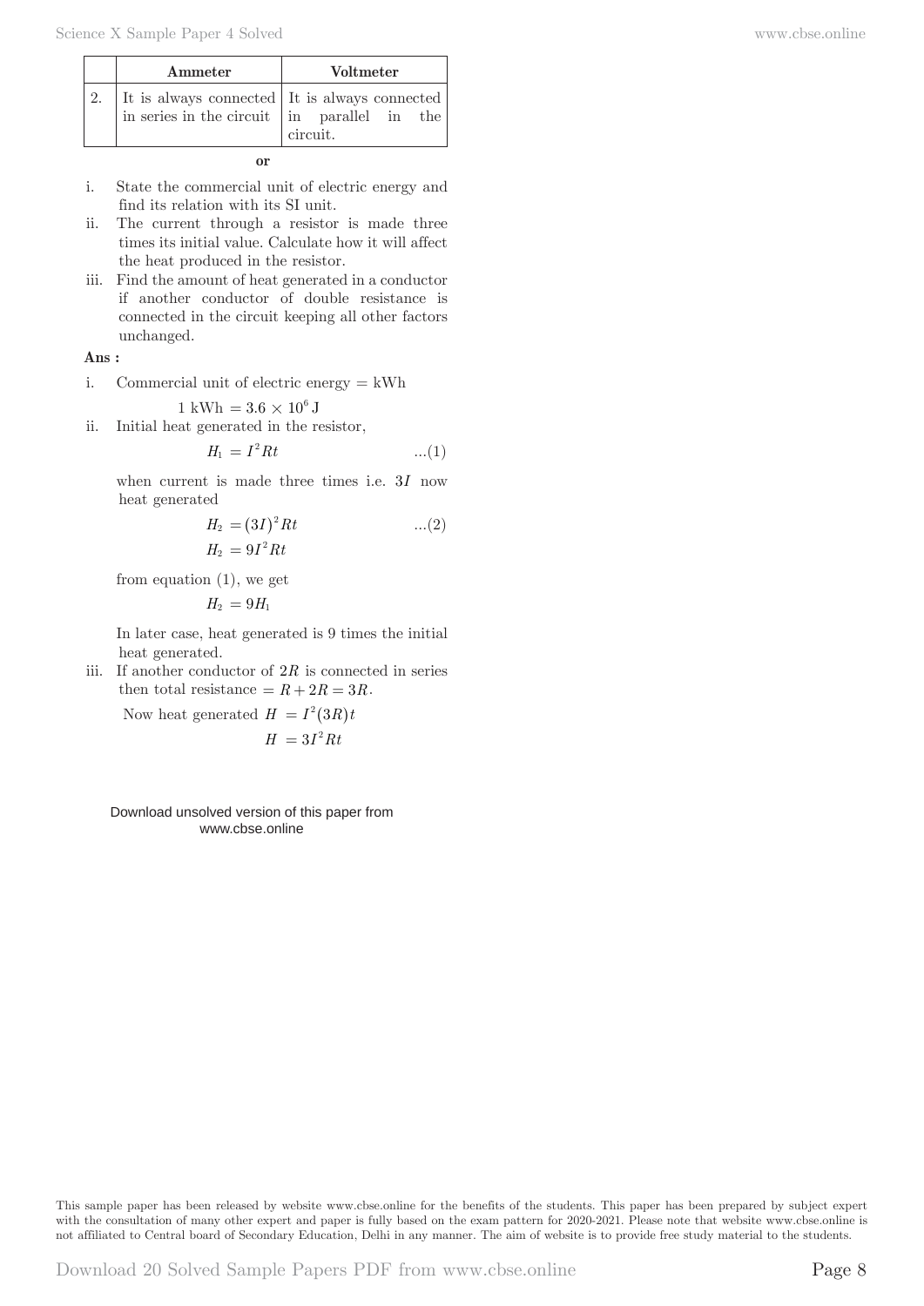| | Ammeter | Voltmeter |
|---|---|---|
| 2. | It is always connected in series in the circuit | It is always connected in parallel in the circuit. |

**or**

i. State the commercial unit of electric energy and find its relation with its SI unit.

ii. The current through a resistor is made three times its initial value. Calculate how it will affect the heat produced in the resistor.

iii. Find the amount of heat generated in a conductor if another conductor of double resistance is connected in the circuit keeping all other factors unchanged.

**Ans :**

i. Commercial unit of electric energy = kWh

$$1 \text{ kWh} = 3.6 \times 10^6 \text{ J}$$

ii. Initial heat generated in the resistor,

$$H_1 = I^2 Rt \qquad ...(1)$$

when current is made three times i.e. $3I$ now heat generated

$$H_2 = (3I)^2 Rt \qquad ...(2)$$

$$H_2 = 9I^2 Rt$$

from equation (1), we get

$$H_2 = 9H_1$$

In later case, heat generated is 9 times the initial heat generated.

iii. If another conductor of $2R$ is connected in series then total resistance $= R + 2R = 3R$.

Now heat generated $H = I^2(3R)t$

$$H = 3I^2 Rt$$

Download unsolved version of this paper from www.cbse.online

This sample paper has been released by website www.cbse.online for the benefits of the students. This paper has been prepared by subject expert with the consultation of many other expert and paper is fully based on the exam pattern for 2020-2021. Please note that website www.cbse.online is not affiliated to Central board of Secondary Education, Delhi in any manner. The aim of website is to provide free study material to the students.